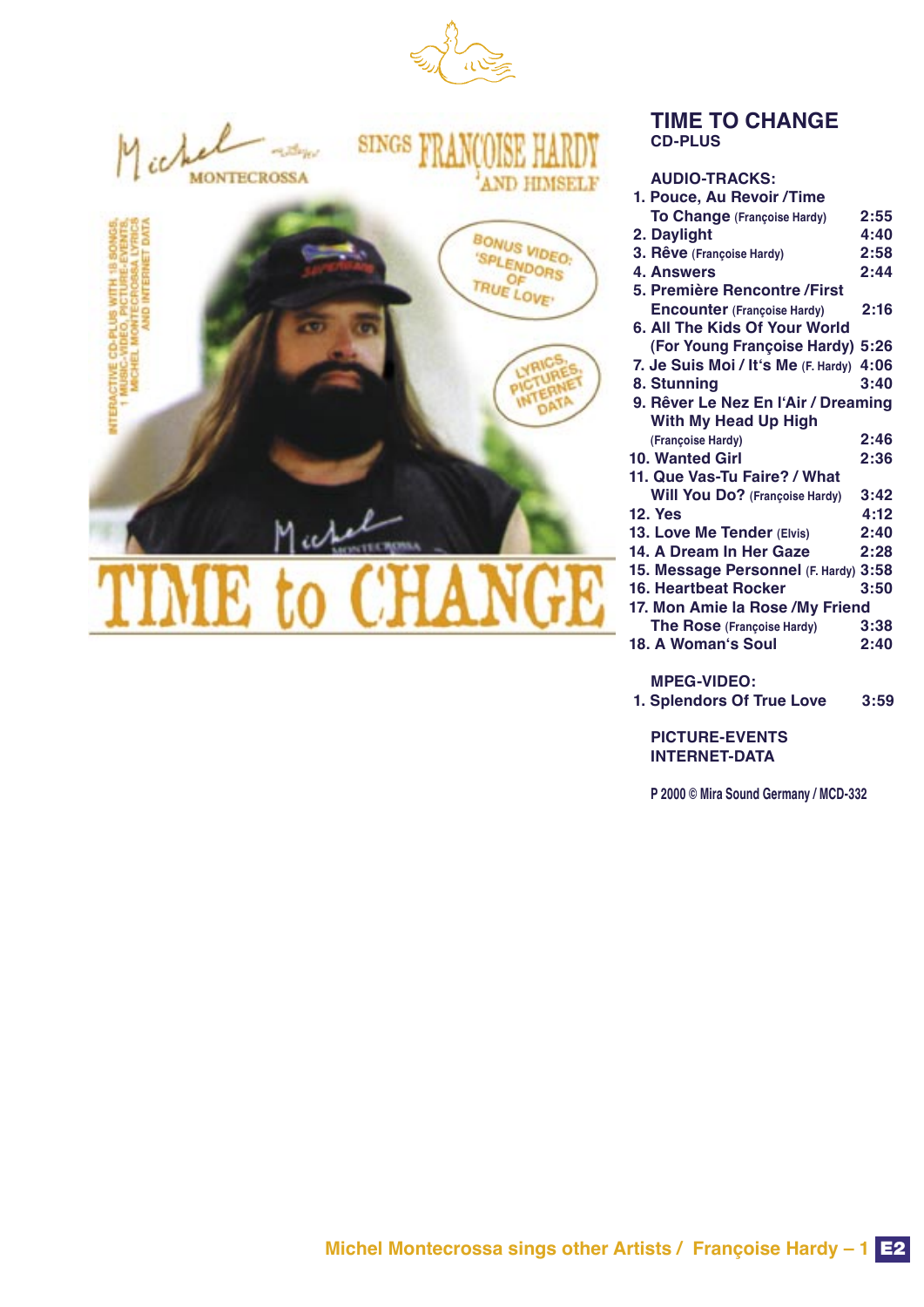# TIME TO CHANGE

**CD-PLUS**

**AUDIO-TRACKS:**

1. Pouce, Au Revoir /Time To Change (Françoise Hardy) 2:55
2. Daylight 4:40
3. Rêve (Françoise Hardy) 2:58
4. Answers 2:44
5. Première Rencontre /First Encounter (Françoise Hardy) 2:16
6. All The Kids Of Your World (For Young Françoise Hardy) 5:26
7. Je Suis Moi / It's Me (F. Hardy) 4:06
8. Stunning 3:40
9. Rêver Le Nez En l'Air / Dreaming With My Head Up High (Françoise Hardy) 2:46
10. Wanted Girl 2:36
11. Que Vas-Tu Faire? / What Will You Do? (Françoise Hardy) 3:42
12. Yes 4:12
13. Love Me Tender (Elvis) 2:40
14. A Dream In Her Gaze 2:28
15. Message Personnel (F. Hardy) 3:58
16. Heartbeat Rocker 3:50
17. Mon Amie la Rose /My Friend The Rose (Françoise Hardy) 3:38
18. A Woman's Soul 2:40

**MPEG-VIDEO:**

1. Splendors Of True Love 3:59

**PICTURE-EVENTS**
**INTERNET-DATA**

P 2000 © Mira Sound Germany / MCD-332

Michel Montecrossa sings other Artists / Françoise Hardy – 1 E2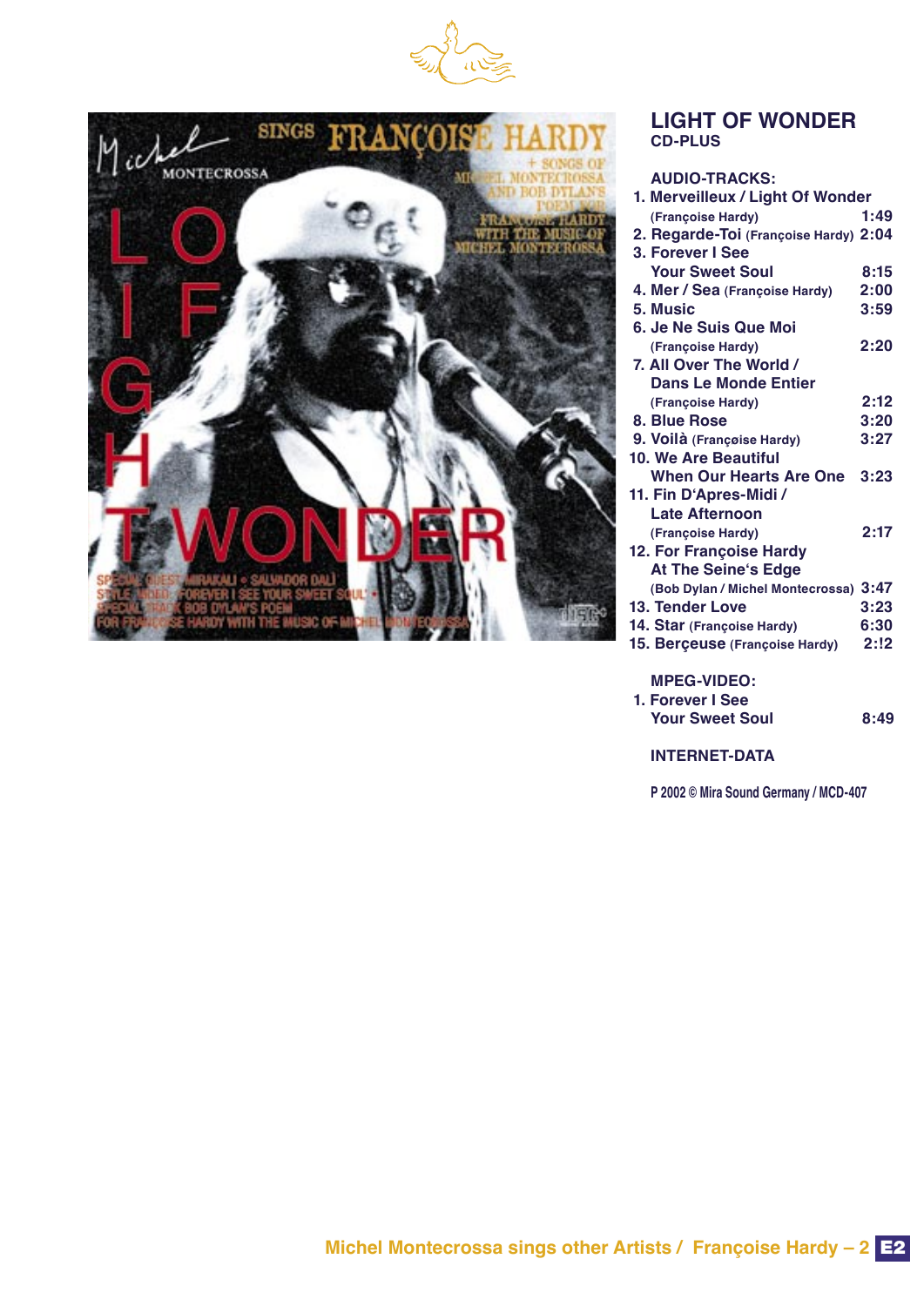# LIGHT OF WONDER

**CD-PLUS**

**AUDIO-TRACKS:**

1. Merveilleux / Light Of Wonder (Françoise Hardy) 1:49
2. Regarde-Toi (Françoise Hardy) 2:04
3. Forever I See Your Sweet Soul 8:15
4. Mer / Sea (Françoise Hardy) 2:00
5. Music 3:59
6. Je Ne Suis Que Moi (Françoise Hardy) 2:20
7. All Over The World / Dans Le Monde Entier (Françoise Hardy) 2:12
8. Blue Rose 3:20
9. Voilà (Françoise Hardy) 3:27
10. We Are Beautiful When Our Hearts Are One 3:23
11. Fin D'Apres-Midi / Late Afternoon (Françoise Hardy) 2:17
12. For Françoise Hardy At The Seine's Edge (Bob Dylan / Michel Montecrossa) 3:47
13. Tender Love 3:23
14. Star (Françoise Hardy) 6:30
15. Berçeuse (Françoise Hardy) 2:!2

**MPEG-VIDEO:**

1. Forever I See Your Sweet Soul 8:49

**INTERNET-DATA**

P 2002 © Mira Sound Germany / MCD-407

Michel Montecrossa sings other Artists / Françoise Hardy – 2 E2